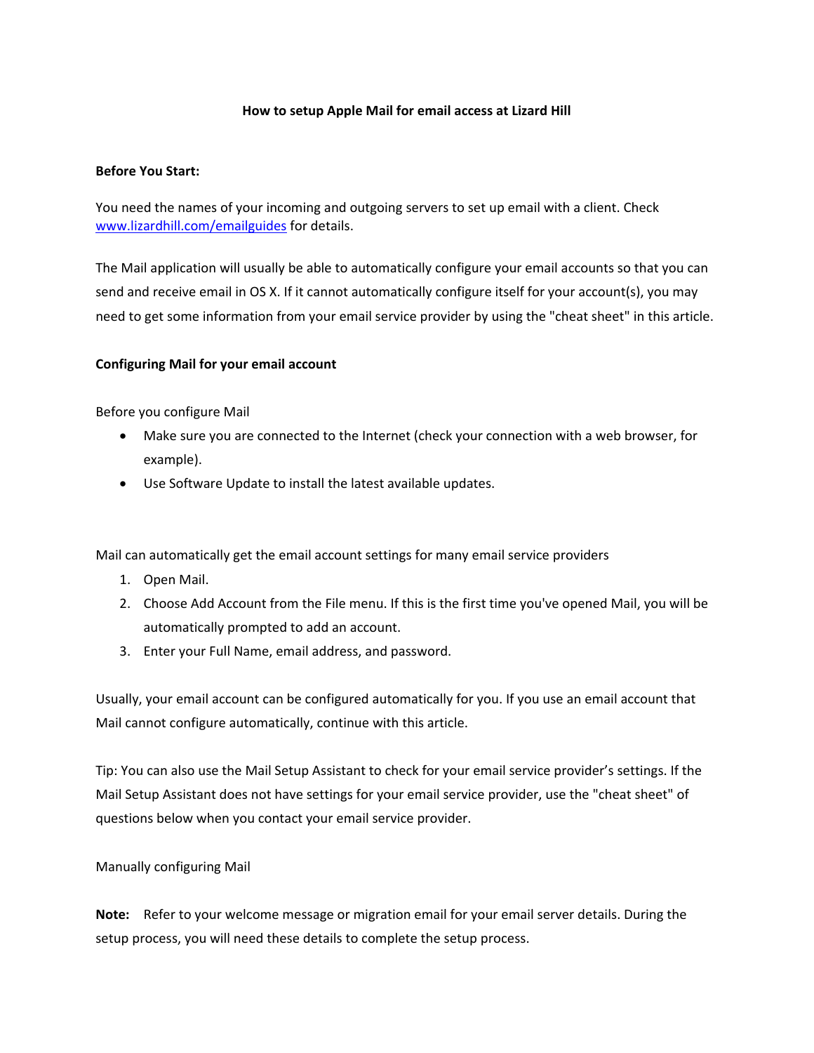# How to setup Apple Mail for email access at Lizard Hill

**Before You Start:**

You need the names of your incoming and outgoing servers to set up email with a client. Check [www.lizardhill.com/emailguides](www.lizardhill.com/emailguides) for details.

The Mail application will usually be able to automatically configure your email accounts so that you can send and receive email in OS X. If it cannot automatically configure itself for your account(s), you may need to get some information from your email service provider by using the "cheat sheet" in this article.

**Configuring Mail for your email account**

Before you configure Mail

- Make sure you are connected to the Internet (check your connection with a web browser, for example).
- Use Software Update to install the latest available updates.

Mail can automatically get the email account settings for many email service providers

1. Open Mail.
2. Choose Add Account from the File menu. If this is the first time you've opened Mail, you will be automatically prompted to add an account.
3. Enter your Full Name, email address, and password.

Usually, your email account can be configured automatically for you. If you use an email account that Mail cannot configure automatically, continue with this article.

Tip: You can also use the Mail Setup Assistant to check for your email service provider's settings. If the Mail Setup Assistant does not have settings for your email service provider, use the "cheat sheet" of questions below when you contact your email service provider.

Manually configuring Mail

**Note:** Refer to your welcome message or migration email for your email server details. During the setup process, you will need these details to complete the setup process.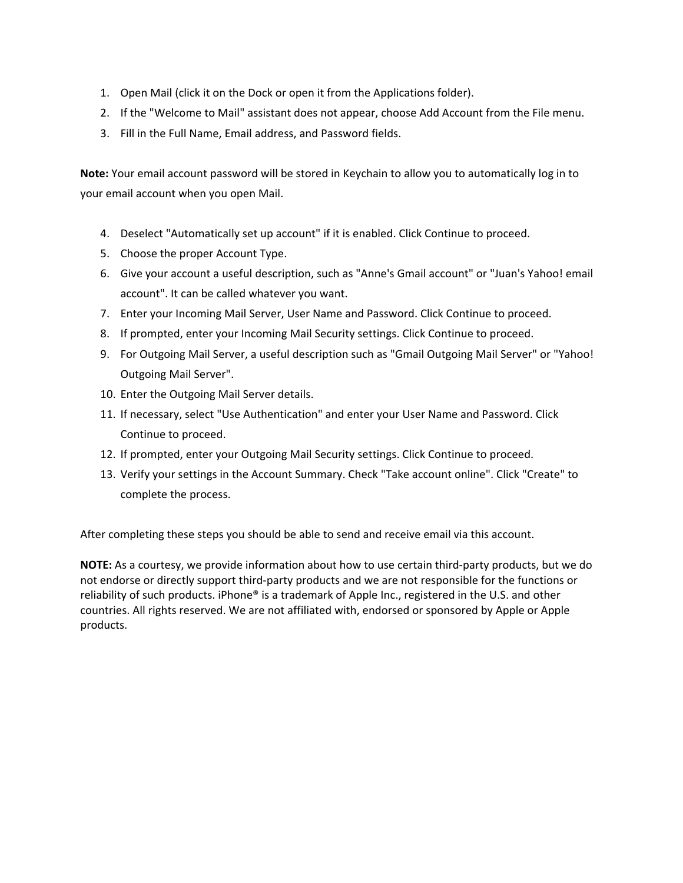1. Open Mail (click it on the Dock or open it from the Applications folder).
2. If the "Welcome to Mail" assistant does not appear, choose Add Account from the File menu.
3. Fill in the Full Name, Email address, and Password fields.

**Note:** Your email account password will be stored in Keychain to allow you to automatically log in to your email account when you open Mail.

4. Deselect "Automatically set up account" if it is enabled. Click Continue to proceed.
5. Choose the proper Account Type.
6. Give your account a useful description, such as "Anne's Gmail account" or "Juan's Yahoo! email account". It can be called whatever you want.
7. Enter your Incoming Mail Server, User Name and Password. Click Continue to proceed.
8. If prompted, enter your Incoming Mail Security settings. Click Continue to proceed.
9. For Outgoing Mail Server, a useful description such as "Gmail Outgoing Mail Server" or "Yahoo! Outgoing Mail Server".
10. Enter the Outgoing Mail Server details.
11. If necessary, select "Use Authentication" and enter your User Name and Password. Click Continue to proceed.
12. If prompted, enter your Outgoing Mail Security settings. Click Continue to proceed.
13. Verify your settings in the Account Summary. Check "Take account online". Click "Create" to complete the process.

After completing these steps you should be able to send and receive email via this account.

**NOTE:** As a courtesy, we provide information about how to use certain third-party products, but we do not endorse or directly support third-party products and we are not responsible for the functions or reliability of such products. iPhone® is a trademark of Apple Inc., registered in the U.S. and other countries. All rights reserved. We are not affiliated with, endorsed or sponsored by Apple or Apple products.